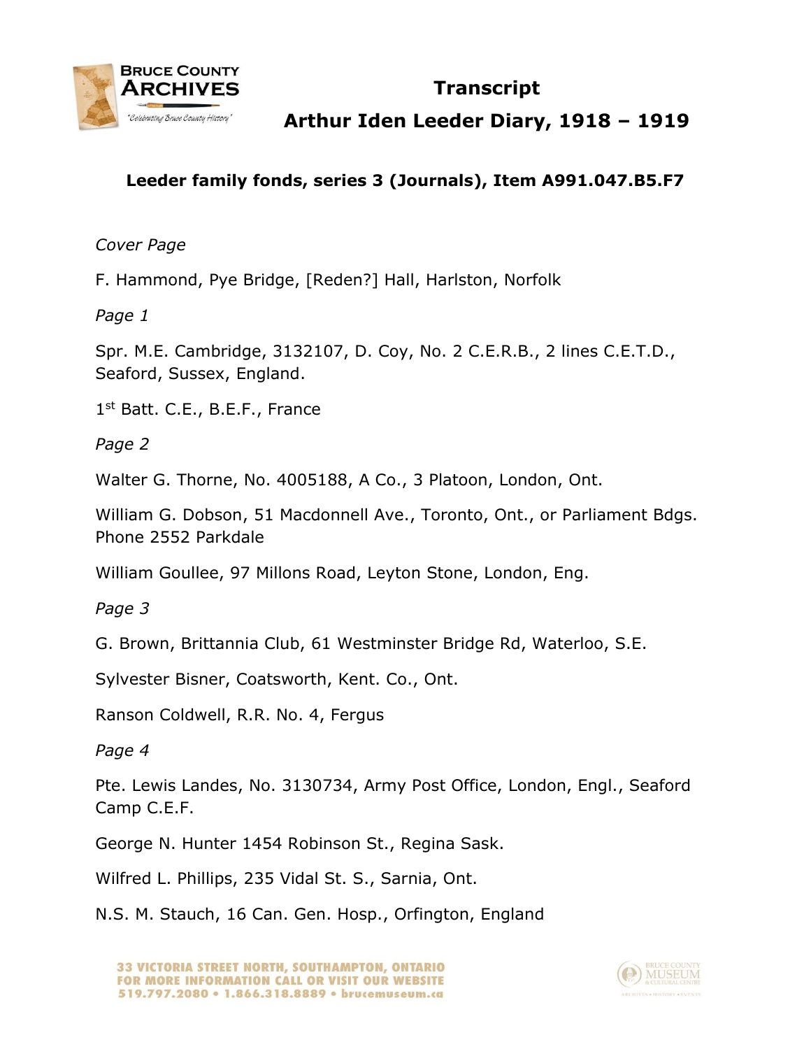BRUCE COUNTY ARCHIVES
"Celebrating Bruce County History"

# Transcript

# Arthur Iden Leeder Diary, 1918 – 1919

**Leeder family fonds, series 3 (Journals), Item A991.047.B5.F7**

*Cover Page*

F. Hammond, Pye Bridge, [Reden?] Hall, Harlston, Norfolk

*Page 1*

Spr. M.E. Cambridge, 3132107, D. Coy, No. 2 C.E.R.B., 2 lines C.E.T.D., Seaford, Sussex, England.

1st Batt. C.E., B.E.F., France

*Page 2*

Walter G. Thorne, No. 4005188, A Co., 3 Platoon, London, Ont.

William G. Dobson, 51 Macdonnell Ave., Toronto, Ont., or Parliament Bdgs. Phone 2552 Parkdale

William Goullee, 97 Millons Road, Leyton Stone, London, Eng.

*Page 3*

G. Brown, Brittannia Club, 61 Westminster Bridge Rd, Waterloo, S.E.

Sylvester Bisner, Coatsworth, Kent. Co., Ont.

Ranson Coldwell, R.R. No. 4, Fergus

*Page 4*

Pte. Lewis Landes, No. 3130734, Army Post Office, London, Engl., Seaford Camp C.E.F.

George N. Hunter 1454 Robinson St., Regina Sask.

Wilfred L. Phillips, 235 Vidal St. S., Sarnia, Ont.

N.S. M. Stauch, 16 Can. Gen. Hosp., Orfington, England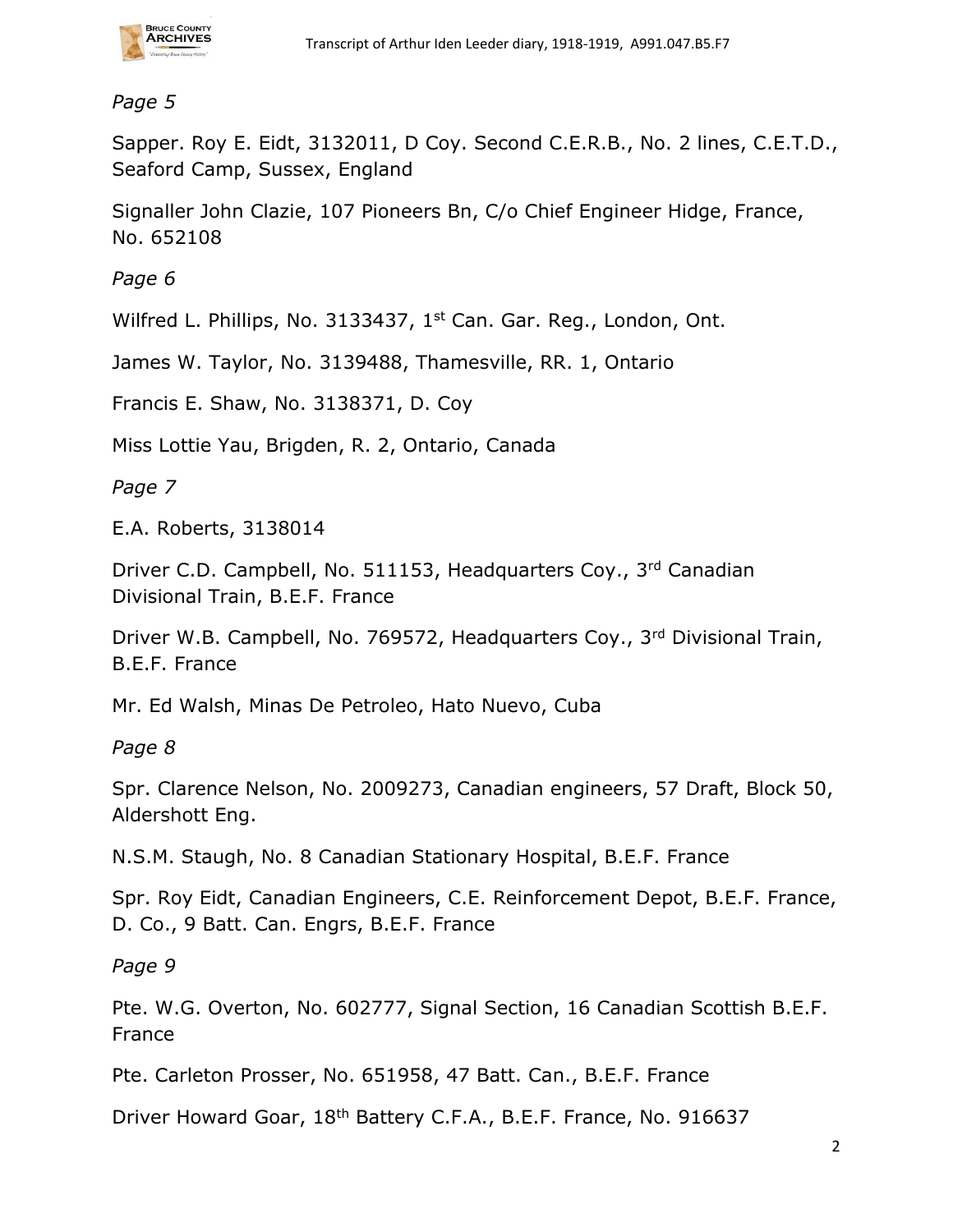*Page 5*

Sapper. Roy E. Eidt, 3132011, D Coy. Second C.E.R.B., No. 2 lines, C.E.T.D., Seaford Camp, Sussex, England

Signaller John Clazie, 107 Pioneers Bn, C/o Chief Engineer Hidge, France, No. 652108

*Page 6*

Wilfred L. Phillips, No. 3133437, 1st Can. Gar. Reg., London, Ont.

James W. Taylor, No. 3139488, Thamesville, RR. 1, Ontario

Francis E. Shaw, No. 3138371, D. Coy

Miss Lottie Yau, Brigden, R. 2, Ontario, Canada

*Page 7*

E.A. Roberts, 3138014

Driver C.D. Campbell, No. 511153, Headquarters Coy., 3rd Canadian Divisional Train, B.E.F. France

Driver W.B. Campbell, No. 769572, Headquarters Coy., 3rd Divisional Train, B.E.F. France

Mr. Ed Walsh, Minas De Petroleo, Hato Nuevo, Cuba

*Page 8*

Spr. Clarence Nelson, No. 2009273, Canadian engineers, 57 Draft, Block 50, Aldershott Eng.

N.S.M. Staugh, No. 8 Canadian Stationary Hospital, B.E.F. France

Spr. Roy Eidt, Canadian Engineers, C.E. Reinforcement Depot, B.E.F. France, D. Co., 9 Batt. Can. Engrs, B.E.F. France

*Page 9*

Pte. W.G. Overton, No. 602777, Signal Section, 16 Canadian Scottish B.E.F. France

Pte. Carleton Prosser, No. 651958, 47 Batt. Can., B.E.F. France

Driver Howard Goar, 18th Battery C.F.A., B.E.F. France, No. 916637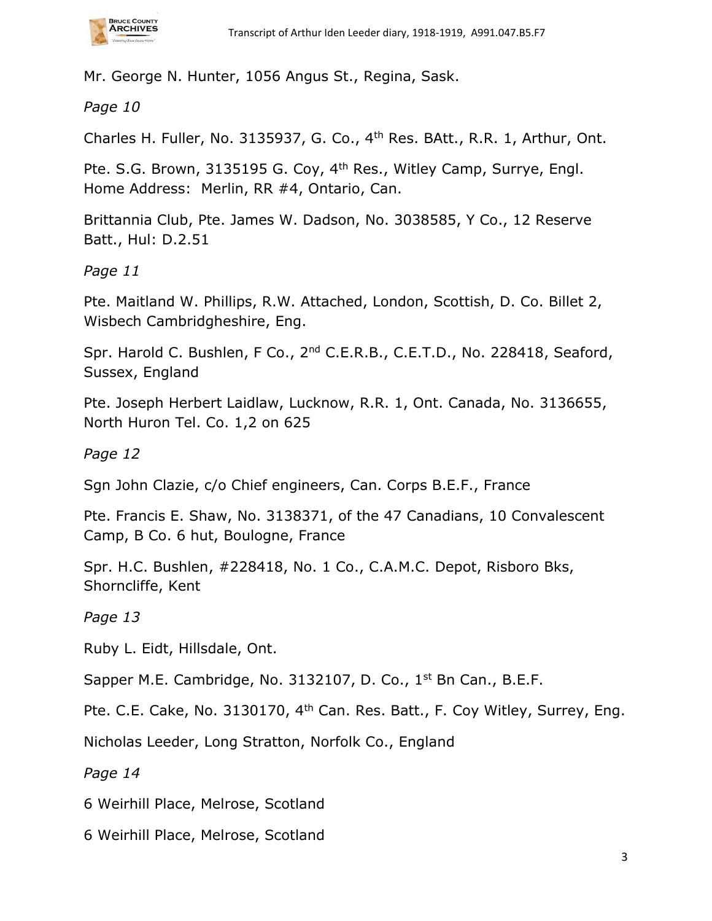Mr. George N. Hunter, 1056 Angus St., Regina, Sask.

*Page 10*

Charles H. Fuller, No. 3135937, G. Co., 4th Res. BAtt., R.R. 1, Arthur, Ont.

Pte. S.G. Brown, 3135195 G. Coy, 4th Res., Witley Camp, Surrye, Engl.
Home Address: Merlin, RR #4, Ontario, Can.

Brittannia Club, Pte. James W. Dadson, No. 3038585, Y Co., 12 Reserve Batt., Hul: D.2.51

*Page 11*

Pte. Maitland W. Phillips, R.W. Attached, London, Scottish, D. Co. Billet 2, Wisbech Cambridgheshire, Eng.

Spr. Harold C. Bushlen, F Co., 2nd C.E.R.B., C.E.T.D., No. 228418, Seaford, Sussex, England

Pte. Joseph Herbert Laidlaw, Lucknow, R.R. 1, Ont. Canada, No. 3136655, North Huron Tel. Co. 1,2 on 625

*Page 12*

Sgn John Clazie, c/o Chief engineers, Can. Corps B.E.F., France

Pte. Francis E. Shaw, No. 3138371, of the 47 Canadians, 10 Convalescent Camp, B Co. 6 hut, Boulogne, France

Spr. H.C. Bushlen, #228418, No. 1 Co., C.A.M.C. Depot, Risboro Bks, Shorncliffe, Kent

*Page 13*

Ruby L. Eidt, Hillsdale, Ont.

Sapper M.E. Cambridge, No. 3132107, D. Co., 1st Bn Can., B.E.F.

Pte. C.E. Cake, No. 3130170, 4th Can. Res. Batt., F. Coy Witley, Surrey, Eng.

Nicholas Leeder, Long Stratton, Norfolk Co., England

*Page 14*

6 Weirhill Place, Melrose, Scotland

6 Weirhill Place, Melrose, Scotland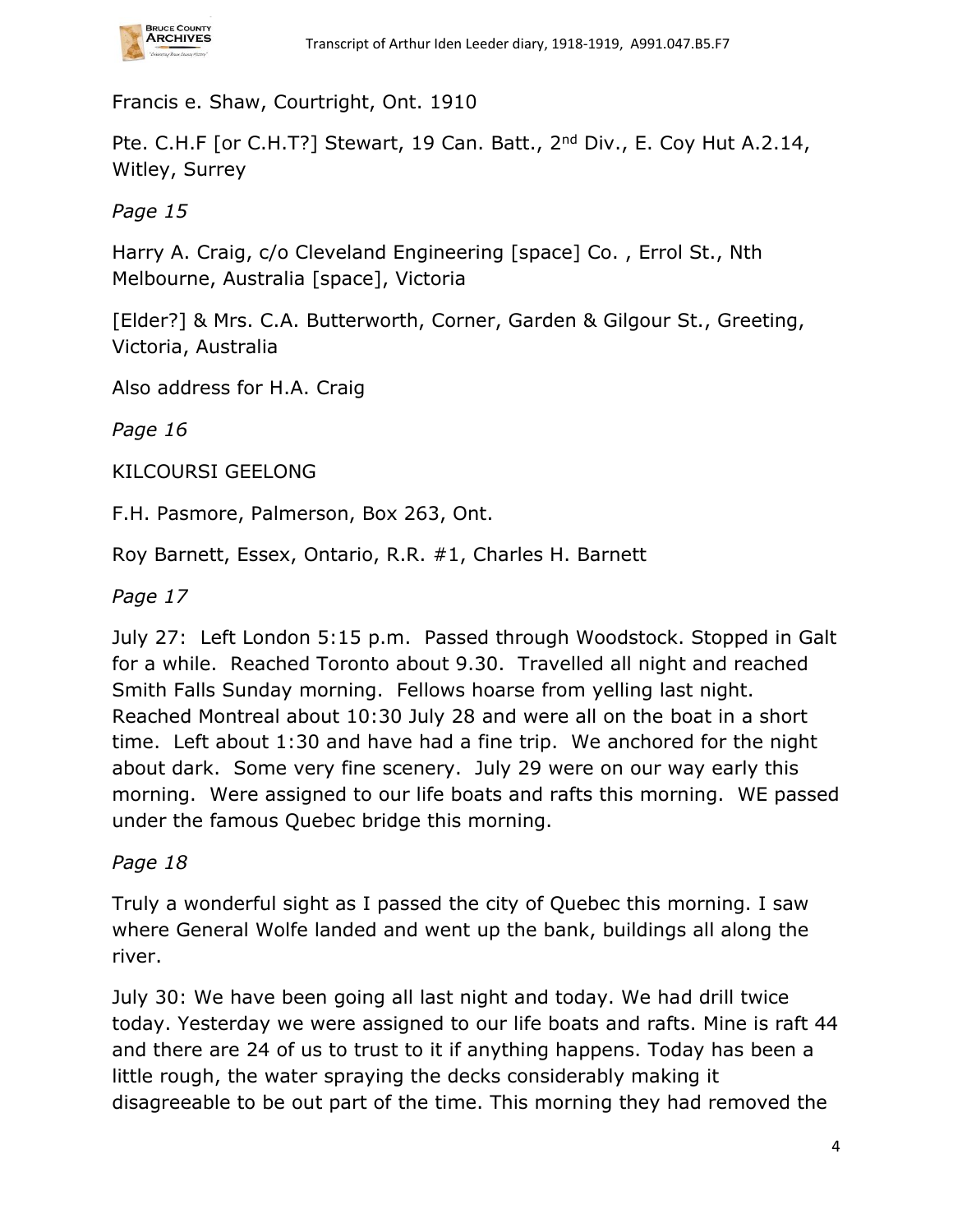Francis e. Shaw, Courtright, Ont. 1910

Pte. C.H.F [or C.H.T?] Stewart, 19 Can. Batt., 2nd Div., E. Coy Hut A.2.14, Witley, Surrey

*Page 15*

Harry A. Craig, c/o Cleveland Engineering [space] Co. , Errol St., Nth Melbourne, Australia [space], Victoria

[Elder?] & Mrs. C.A. Butterworth, Corner, Garden & Gilgour St., Greeting, Victoria, Australia

Also address for H.A. Craig

*Page 16*

KILCOURSI GEELONG

F.H. Pasmore, Palmerson, Box 263, Ont.

Roy Barnett, Essex, Ontario, R.R. #1, Charles H. Barnett

*Page 17*

July 27: Left London 5:15 p.m. Passed through Woodstock. Stopped in Galt for a while. Reached Toronto about 9.30. Travelled all night and reached Smith Falls Sunday morning. Fellows hoarse from yelling last night. Reached Montreal about 10:30 July 28 and were all on the boat in a short time. Left about 1:30 and have had a fine trip. We anchored for the night about dark. Some very fine scenery. July 29 were on our way early this morning. Were assigned to our life boats and rafts this morning. WE passed under the famous Quebec bridge this morning.

*Page 18*

Truly a wonderful sight as I passed the city of Quebec this morning. I saw where General Wolfe landed and went up the bank, buildings all along the river.

July 30: We have been going all last night and today. We had drill twice today. Yesterday we were assigned to our life boats and rafts. Mine is raft 44 and there are 24 of us to trust to it if anything happens. Today has been a little rough, the water spraying the decks considerably making it disagreeable to be out part of the time. This morning they had removed the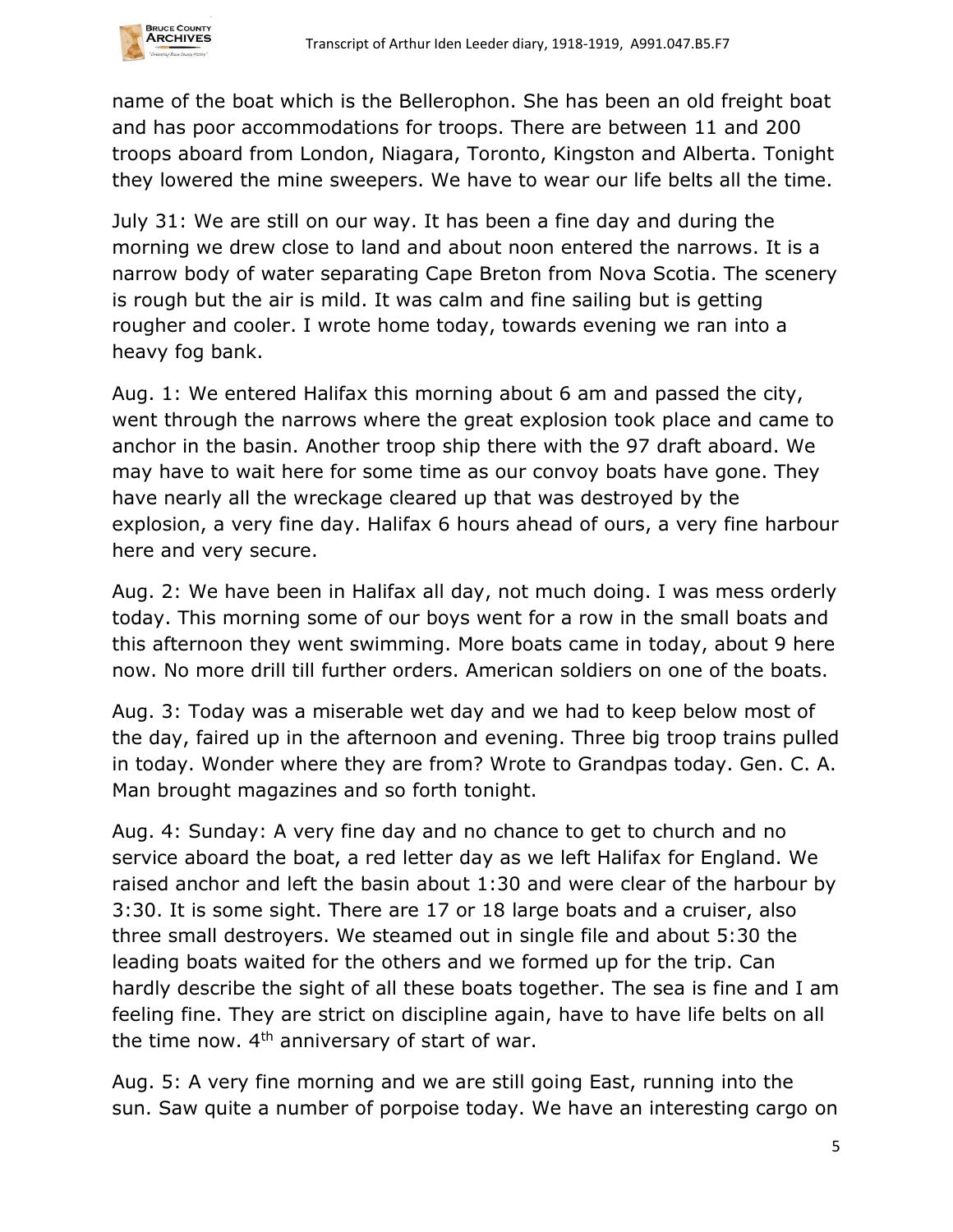name of the boat which is the Bellerophon. She has been an old freight boat and has poor accommodations for troops. There are between 11 and 200 troops aboard from London, Niagara, Toronto, Kingston and Alberta. Tonight they lowered the mine sweepers. We have to wear our life belts all the time.

July 31: We are still on our way. It has been a fine day and during the morning we drew close to land and about noon entered the narrows. It is a narrow body of water separating Cape Breton from Nova Scotia. The scenery is rough but the air is mild. It was calm and fine sailing but is getting rougher and cooler. I wrote home today, towards evening we ran into a heavy fog bank.

Aug. 1: We entered Halifax this morning about 6 am and passed the city, went through the narrows where the great explosion took place and came to anchor in the basin. Another troop ship there with the 97 draft aboard. We may have to wait here for some time as our convoy boats have gone. They have nearly all the wreckage cleared up that was destroyed by the explosion, a very fine day. Halifax 6 hours ahead of ours, a very fine harbour here and very secure.

Aug. 2: We have been in Halifax all day, not much doing. I was mess orderly today. This morning some of our boys went for a row in the small boats and this afternoon they went swimming. More boats came in today, about 9 here now. No more drill till further orders. American soldiers on one of the boats.

Aug. 3: Today was a miserable wet day and we had to keep below most of the day, faired up in the afternoon and evening. Three big troop trains pulled in today. Wonder where they are from? Wrote to Grandpas today. Gen. C. A. Man brought magazines and so forth tonight.

Aug. 4: Sunday: A very fine day and no chance to get to church and no service aboard the boat, a red letter day as we left Halifax for England. We raised anchor and left the basin about 1:30 and were clear of the harbour by 3:30. It is some sight. There are 17 or 18 large boats and a cruiser, also three small destroyers. We steamed out in single file and about 5:30 the leading boats waited for the others and we formed up for the trip. Can hardly describe the sight of all these boats together. The sea is fine and I am feeling fine. They are strict on discipline again, have to have life belts on all the time now. 4th anniversary of start of war.

Aug. 5: A very fine morning and we are still going East, running into the sun. Saw quite a number of porpoise today. We have an interesting cargo on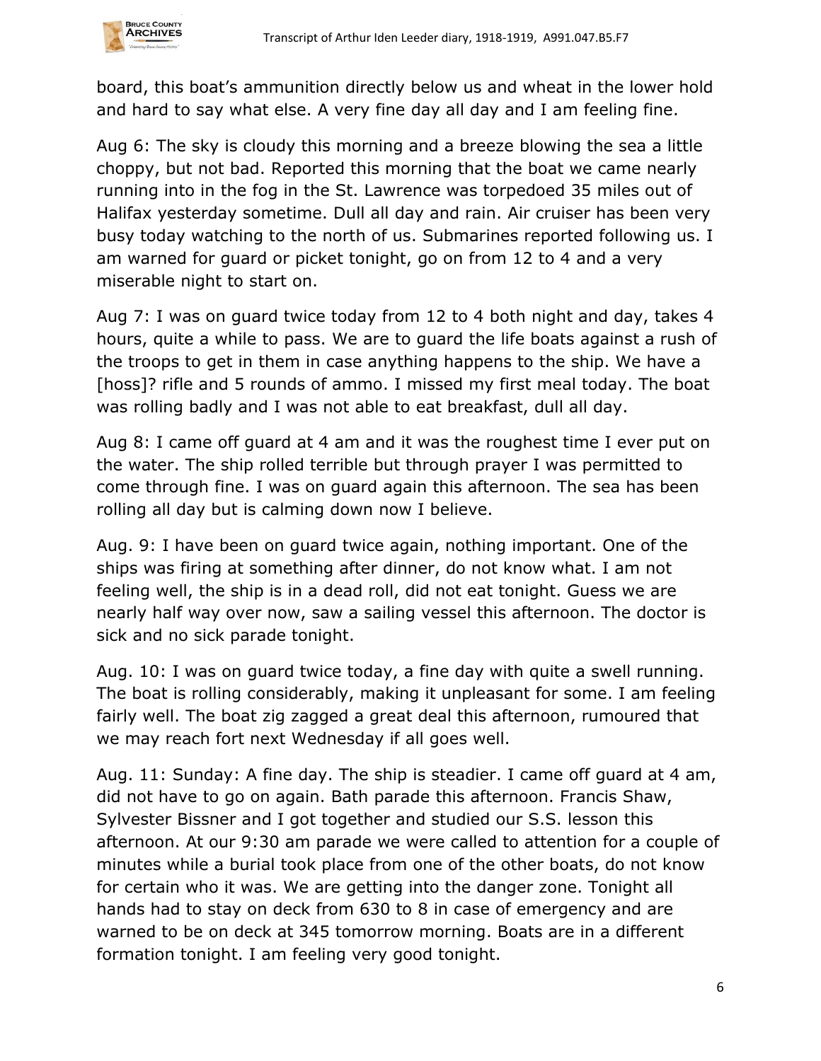board, this boat's ammunition directly below us and wheat in the lower hold and hard to say what else. A very fine day all day and I am feeling fine.

Aug 6: The sky is cloudy this morning and a breeze blowing the sea a little choppy, but not bad. Reported this morning that the boat we came nearly running into in the fog in the St. Lawrence was torpedoed 35 miles out of Halifax yesterday sometime. Dull all day and rain. Air cruiser has been very busy today watching to the north of us. Submarines reported following us. I am warned for guard or picket tonight, go on from 12 to 4 and a very miserable night to start on.

Aug 7: I was on guard twice today from 12 to 4 both night and day, takes 4 hours, quite a while to pass. We are to guard the life boats against a rush of the troops to get in them in case anything happens to the ship. We have a [hoss]? rifle and 5 rounds of ammo. I missed my first meal today. The boat was rolling badly and I was not able to eat breakfast, dull all day.

Aug 8: I came off guard at 4 am and it was the roughest time I ever put on the water. The ship rolled terrible but through prayer I was permitted to come through fine. I was on guard again this afternoon. The sea has been rolling all day but is calming down now I believe.

Aug. 9: I have been on guard twice again, nothing important. One of the ships was firing at something after dinner, do not know what. I am not feeling well, the ship is in a dead roll, did not eat tonight. Guess we are nearly half way over now, saw a sailing vessel this afternoon. The doctor is sick and no sick parade tonight.

Aug. 10: I was on guard twice today, a fine day with quite a swell running. The boat is rolling considerably, making it unpleasant for some. I am feeling fairly well. The boat zig zagged a great deal this afternoon, rumoured that we may reach fort next Wednesday if all goes well.

Aug. 11: Sunday: A fine day. The ship is steadier. I came off guard at 4 am, did not have to go on again. Bath parade this afternoon. Francis Shaw, Sylvester Bissner and I got together and studied our S.S. lesson this afternoon. At our 9:30 am parade we were called to attention for a couple of minutes while a burial took place from one of the other boats, do not know for certain who it was. We are getting into the danger zone. Tonight all hands had to stay on deck from 630 to 8 in case of emergency and are warned to be on deck at 345 tomorrow morning. Boats are in a different formation tonight. I am feeling very good tonight.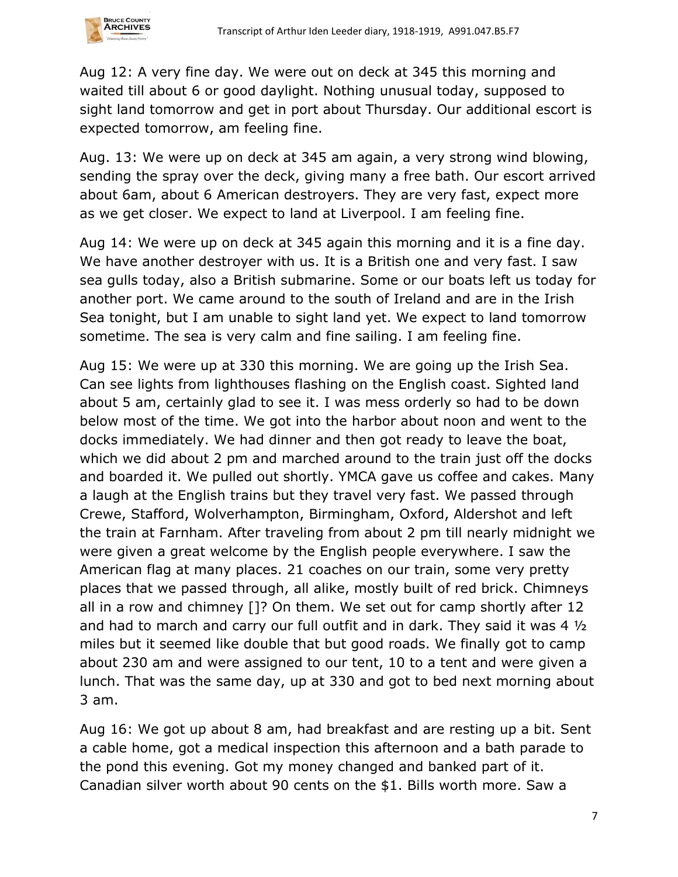Aug 12: A very fine day. We were out on deck at 345 this morning and waited till about 6 or good daylight. Nothing unusual today, supposed to sight land tomorrow and get in port about Thursday. Our additional escort is expected tomorrow, am feeling fine.

Aug. 13: We were up on deck at 345 am again, a very strong wind blowing, sending the spray over the deck, giving many a free bath. Our escort arrived about 6am, about 6 American destroyers. They are very fast, expect more as we get closer. We expect to land at Liverpool. I am feeling fine.

Aug 14: We were up on deck at 345 again this morning and it is a fine day. We have another destroyer with us. It is a British one and very fast. I saw sea gulls today, also a British submarine. Some or our boats left us today for another port. We came around to the south of Ireland and are in the Irish Sea tonight, but I am unable to sight land yet. We expect to land tomorrow sometime. The sea is very calm and fine sailing. I am feeling fine.

Aug 15: We were up at 330 this morning. We are going up the Irish Sea. Can see lights from lighthouses flashing on the English coast. Sighted land about 5 am, certainly glad to see it. I was mess orderly so had to be down below most of the time. We got into the harbor about noon and went to the docks immediately. We had dinner and then got ready to leave the boat, which we did about 2 pm and marched around to the train just off the docks and boarded it. We pulled out shortly. YMCA gave us coffee and cakes. Many a laugh at the English trains but they travel very fast. We passed through Crewe, Stafford, Wolverhampton, Birmingham, Oxford, Aldershot and left the train at Farnham. After traveling from about 2 pm till nearly midnight we were given a great welcome by the English people everywhere. I saw the American flag at many places. 21 coaches on our train, some very pretty places that we passed through, all alike, mostly built of red brick. Chimneys all in a row and chimney []? On them. We set out for camp shortly after 12 and had to march and carry our full outfit and in dark. They said it was 4 ½ miles but it seemed like double that but good roads. We finally got to camp about 230 am and were assigned to our tent, 10 to a tent and were given a lunch. That was the same day, up at 330 and got to bed next morning about 3 am.

Aug 16: We got up about 8 am, had breakfast and are resting up a bit. Sent a cable home, got a medical inspection this afternoon and a bath parade to the pond this evening. Got my money changed and banked part of it. Canadian silver worth about 90 cents on the $1. Bills worth more. Saw a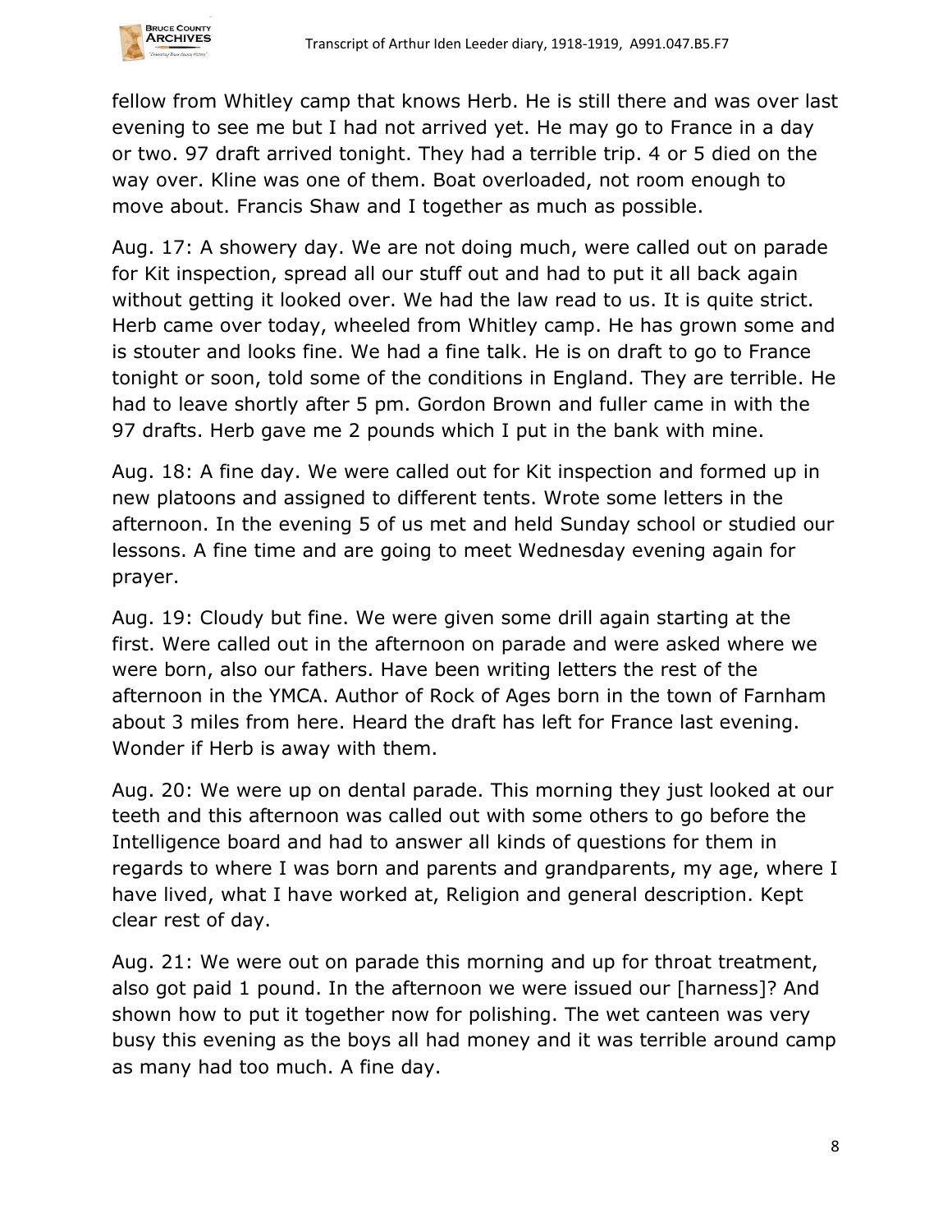fellow from Whitley camp that knows Herb. He is still there and was over last evening to see me but I had not arrived yet. He may go to France in a day or two. 97 draft arrived tonight. They had a terrible trip. 4 or 5 died on the way over. Kline was one of them. Boat overloaded, not room enough to move about. Francis Shaw and I together as much as possible.

Aug. 17: A showery day. We are not doing much, were called out on parade for Kit inspection, spread all our stuff out and had to put it all back again without getting it looked over. We had the law read to us. It is quite strict. Herb came over today, wheeled from Whitley camp. He has grown some and is stouter and looks fine. We had a fine talk. He is on draft to go to France tonight or soon, told some of the conditions in England. They are terrible. He had to leave shortly after 5 pm. Gordon Brown and fuller came in with the 97 drafts. Herb gave me 2 pounds which I put in the bank with mine.

Aug. 18: A fine day. We were called out for Kit inspection and formed up in new platoons and assigned to different tents. Wrote some letters in the afternoon. In the evening 5 of us met and held Sunday school or studied our lessons. A fine time and are going to meet Wednesday evening again for prayer.

Aug. 19: Cloudy but fine. We were given some drill again starting at the first. Were called out in the afternoon on parade and were asked where we were born, also our fathers. Have been writing letters the rest of the afternoon in the YMCA. Author of Rock of Ages born in the town of Farnham about 3 miles from here. Heard the draft has left for France last evening. Wonder if Herb is away with them.

Aug. 20: We were up on dental parade. This morning they just looked at our teeth and this afternoon was called out with some others to go before the Intelligence board and had to answer all kinds of questions for them in regards to where I was born and parents and grandparents, my age, where I have lived, what I have worked at, Religion and general description. Kept clear rest of day.

Aug. 21: We were out on parade this morning and up for throat treatment, also got paid 1 pound. In the afternoon we were issued our [harness]? And shown how to put it together now for polishing. The wet canteen was very busy this evening as the boys all had money and it was terrible around camp as many had too much. A fine day.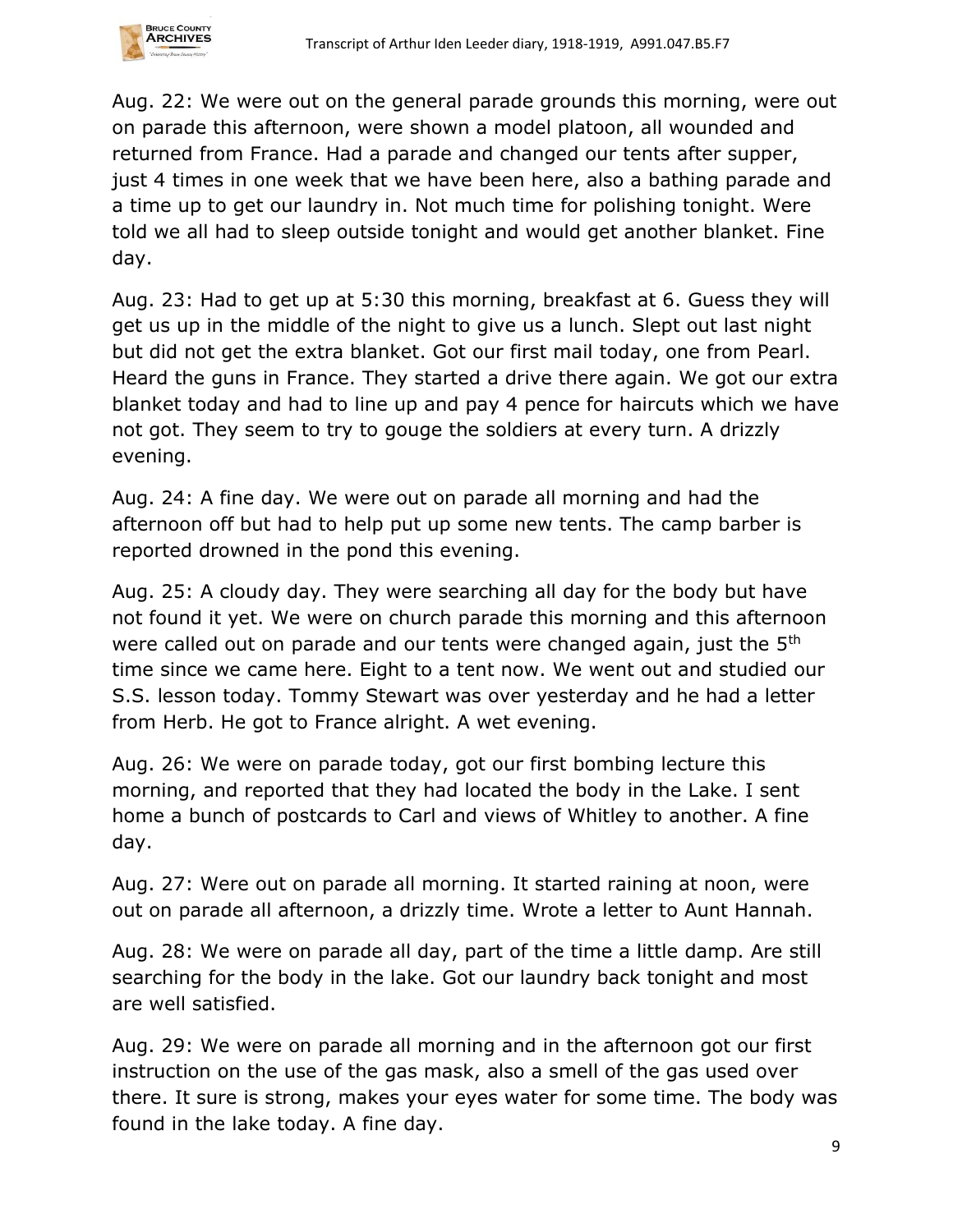Aug. 22: We were out on the general parade grounds this morning, were out on parade this afternoon, were shown a model platoon, all wounded and returned from France. Had a parade and changed our tents after supper, just 4 times in one week that we have been here, also a bathing parade and a time up to get our laundry in. Not much time for polishing tonight. Were told we all had to sleep outside tonight and would get another blanket. Fine day.

Aug. 23: Had to get up at 5:30 this morning, breakfast at 6. Guess they will get us up in the middle of the night to give us a lunch. Slept out last night but did not get the extra blanket. Got our first mail today, one from Pearl. Heard the guns in France. They started a drive there again. We got our extra blanket today and had to line up and pay 4 pence for haircuts which we have not got. They seem to try to gouge the soldiers at every turn. A drizzly evening.

Aug. 24: A fine day. We were out on parade all morning and had the afternoon off but had to help put up some new tents. The camp barber is reported drowned in the pond this evening.

Aug. 25: A cloudy day. They were searching all day for the body but have not found it yet. We were on church parade this morning and this afternoon were called out on parade and our tents were changed again, just the 5th time since we came here. Eight to a tent now. We went out and studied our S.S. lesson today. Tommy Stewart was over yesterday and he had a letter from Herb. He got to France alright. A wet evening.

Aug. 26: We were on parade today, got our first bombing lecture this morning, and reported that they had located the body in the Lake. I sent home a bunch of postcards to Carl and views of Whitley to another. A fine day.

Aug. 27: Were out on parade all morning. It started raining at noon, were out on parade all afternoon, a drizzly time. Wrote a letter to Aunt Hannah.

Aug. 28: We were on parade all day, part of the time a little damp. Are still searching for the body in the lake. Got our laundry back tonight and most are well satisfied.

Aug. 29: We were on parade all morning and in the afternoon got our first instruction on the use of the gas mask, also a smell of the gas used over there. It sure is strong, makes your eyes water for some time. The body was found in the lake today. A fine day.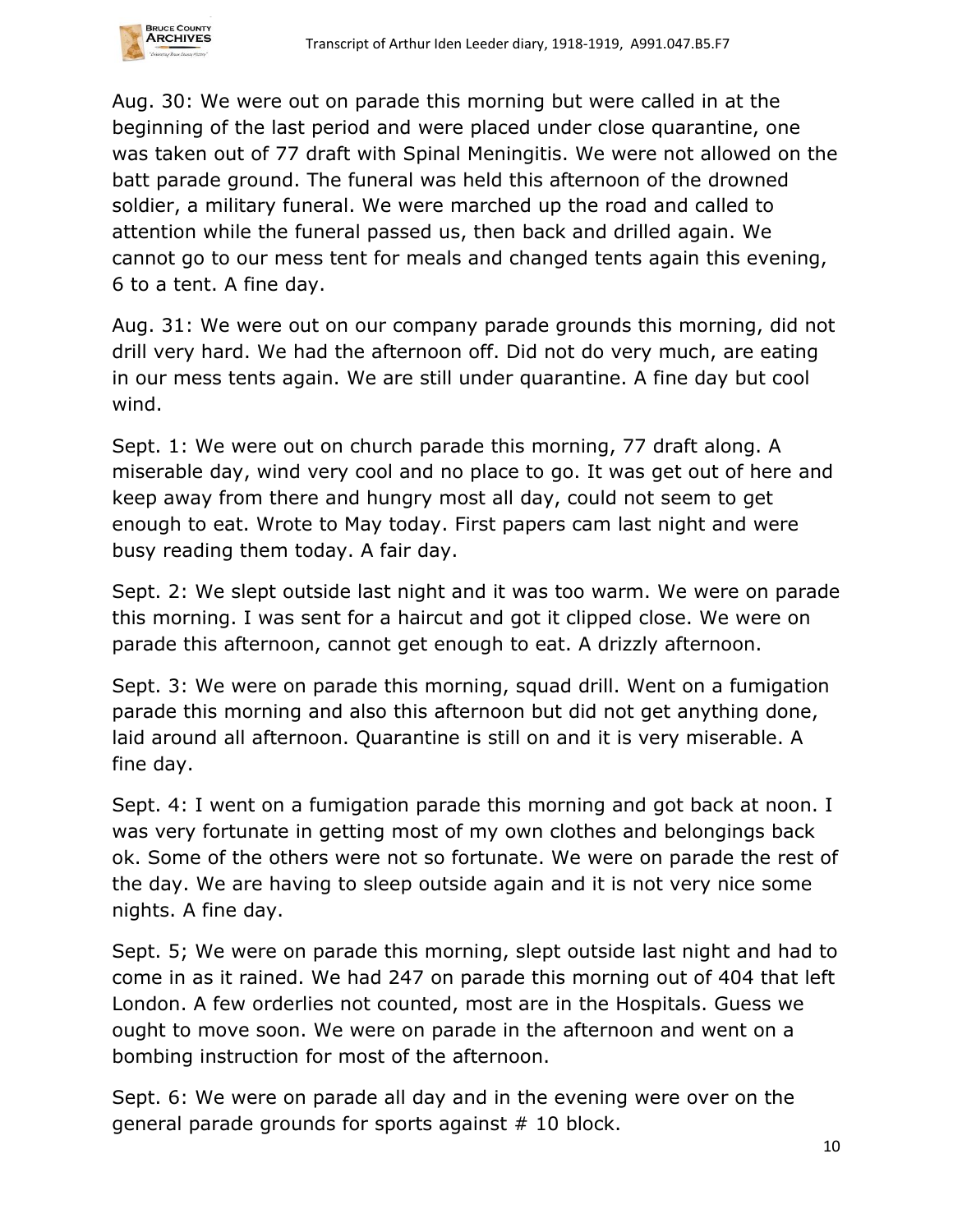Aug. 30: We were out on parade this morning but were called in at the beginning of the last period and were placed under close quarantine, one was taken out of 77 draft with Spinal Meningitis. We were not allowed on the batt parade ground. The funeral was held this afternoon of the drowned soldier, a military funeral. We were marched up the road and called to attention while the funeral passed us, then back and drilled again. We cannot go to our mess tent for meals and changed tents again this evening, 6 to a tent. A fine day.

Aug. 31: We were out on our company parade grounds this morning, did not drill very hard. We had the afternoon off. Did not do very much, are eating in our mess tents again. We are still under quarantine. A fine day but cool wind.

Sept. 1: We were out on church parade this morning, 77 draft along. A miserable day, wind very cool and no place to go. It was get out of here and keep away from there and hungry most all day, could not seem to get enough to eat. Wrote to May today. First papers cam last night and were busy reading them today. A fair day.

Sept. 2: We slept outside last night and it was too warm. We were on parade this morning. I was sent for a haircut and got it clipped close. We were on parade this afternoon, cannot get enough to eat. A drizzly afternoon.

Sept. 3: We were on parade this morning, squad drill. Went on a fumigation parade this morning and also this afternoon but did not get anything done, laid around all afternoon. Quarantine is still on and it is very miserable. A fine day.

Sept. 4: I went on a fumigation parade this morning and got back at noon. I was very fortunate in getting most of my own clothes and belongings back ok. Some of the others were not so fortunate. We were on parade the rest of the day. We are having to sleep outside again and it is not very nice some nights. A fine day.

Sept. 5; We were on parade this morning, slept outside last night and had to come in as it rained. We had 247 on parade this morning out of 404 that left London. A few orderlies not counted, most are in the Hospitals. Guess we ought to move soon. We were on parade in the afternoon and went on a bombing instruction for most of the afternoon.

Sept. 6: We were on parade all day and in the evening were over on the general parade grounds for sports against # 10 block.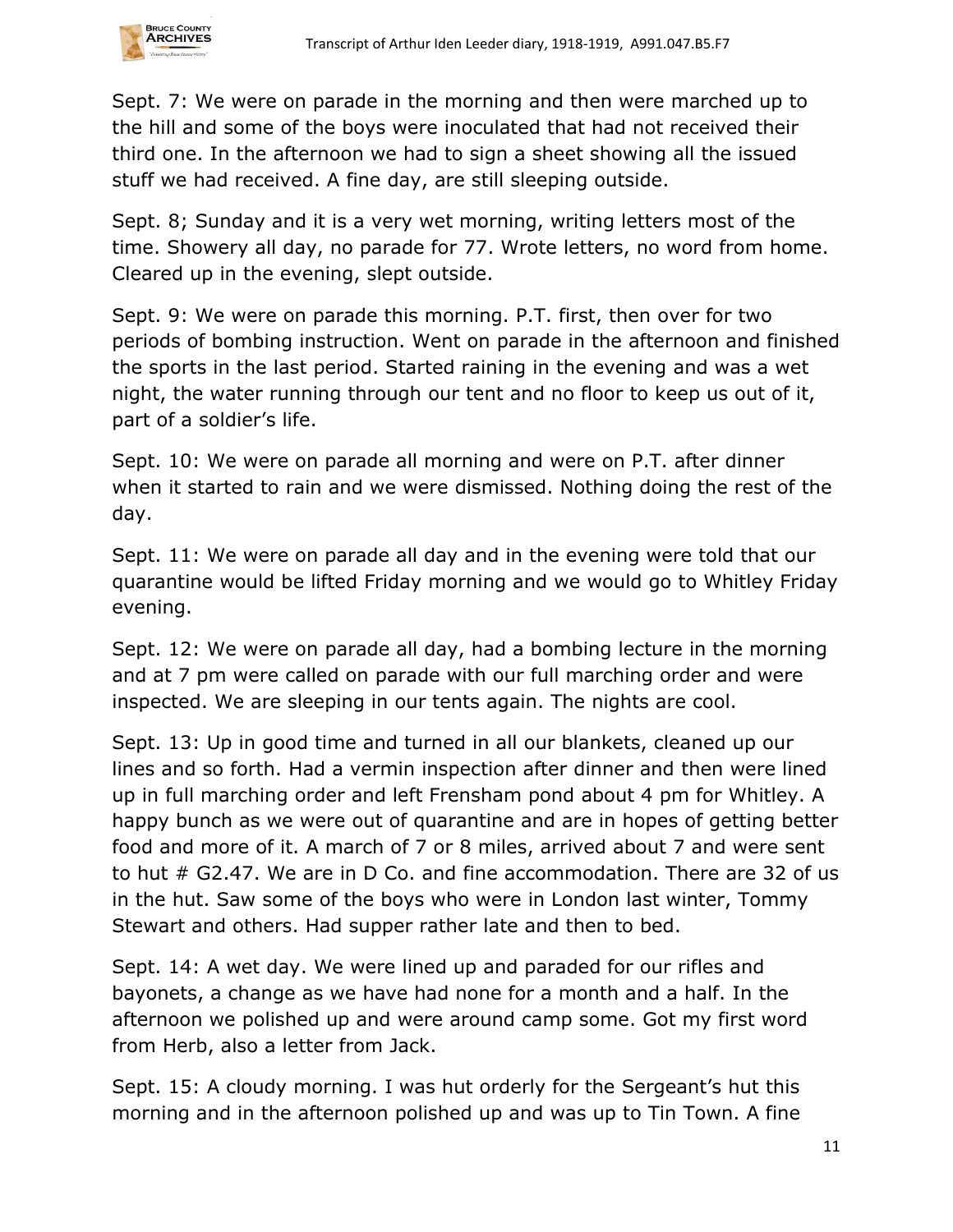Sept. 7: We were on parade in the morning and then were marched up to the hill and some of the boys were inoculated that had not received their third one. In the afternoon we had to sign a sheet showing all the issued stuff we had received. A fine day, are still sleeping outside.

Sept. 8; Sunday and it is a very wet morning, writing letters most of the time. Showery all day, no parade for 77. Wrote letters, no word from home. Cleared up in the evening, slept outside.

Sept. 9: We were on parade this morning. P.T. first, then over for two periods of bombing instruction. Went on parade in the afternoon and finished the sports in the last period. Started raining in the evening and was a wet night, the water running through our tent and no floor to keep us out of it, part of a soldier's life.

Sept. 10: We were on parade all morning and were on P.T. after dinner when it started to rain and we were dismissed. Nothing doing the rest of the day.

Sept. 11: We were on parade all day and in the evening were told that our quarantine would be lifted Friday morning and we would go to Whitley Friday evening.

Sept. 12: We were on parade all day, had a bombing lecture in the morning and at 7 pm were called on parade with our full marching order and were inspected. We are sleeping in our tents again. The nights are cool.

Sept. 13: Up in good time and turned in all our blankets, cleaned up our lines and so forth. Had a vermin inspection after dinner and then were lined up in full marching order and left Frensham pond about 4 pm for Whitley. A happy bunch as we were out of quarantine and are in hopes of getting better food and more of it. A march of 7 or 8 miles, arrived about 7 and were sent to hut # G2.47. We are in D Co. and fine accommodation. There are 32 of us in the hut. Saw some of the boys who were in London last winter, Tommy Stewart and others. Had supper rather late and then to bed.

Sept. 14: A wet day. We were lined up and paraded for our rifles and bayonets, a change as we have had none for a month and a half. In the afternoon we polished up and were around camp some. Got my first word from Herb, also a letter from Jack.

Sept. 15: A cloudy morning. I was hut orderly for the Sergeant's hut this morning and in the afternoon polished up and was up to Tin Town. A fine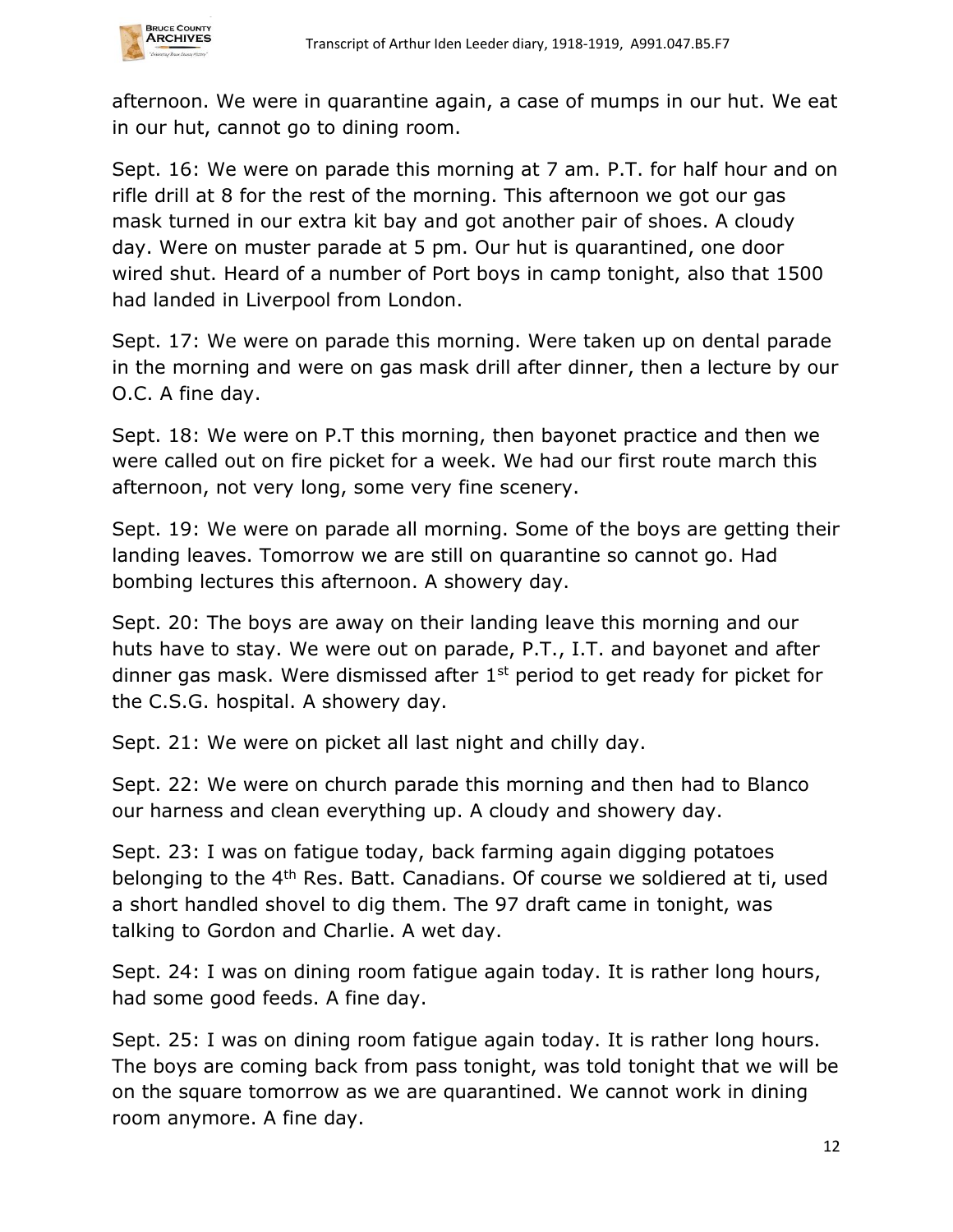afternoon. We were in quarantine again, a case of mumps in our hut. We eat in our hut, cannot go to dining room.

Sept. 16: We were on parade this morning at 7 am. P.T. for half hour and on rifle drill at 8 for the rest of the morning. This afternoon we got our gas mask turned in our extra kit bay and got another pair of shoes. A cloudy day. Were on muster parade at 5 pm. Our hut is quarantined, one door wired shut. Heard of a number of Port boys in camp tonight, also that 1500 had landed in Liverpool from London.

Sept. 17: We were on parade this morning. Were taken up on dental parade in the morning and were on gas mask drill after dinner, then a lecture by our O.C. A fine day.

Sept. 18: We were on P.T this morning, then bayonet practice and then we were called out on fire picket for a week. We had our first route march this afternoon, not very long, some very fine scenery.

Sept. 19: We were on parade all morning. Some of the boys are getting their landing leaves. Tomorrow we are still on quarantine so cannot go. Had bombing lectures this afternoon. A showery day.

Sept. 20: The boys are away on their landing leave this morning and our huts have to stay. We were out on parade, P.T., I.T. and bayonet and after dinner gas mask. Were dismissed after 1st period to get ready for picket for the C.S.G. hospital. A showery day.

Sept. 21: We were on picket all last night and chilly day.

Sept. 22: We were on church parade this morning and then had to Blanco our harness and clean everything up. A cloudy and showery day.

Sept. 23: I was on fatigue today, back farming again digging potatoes belonging to the 4th Res. Batt. Canadians. Of course we soldiered at ti, used a short handled shovel to dig them. The 97 draft came in tonight, was talking to Gordon and Charlie. A wet day.

Sept. 24: I was on dining room fatigue again today. It is rather long hours, had some good feeds. A fine day.

Sept. 25: I was on dining room fatigue again today. It is rather long hours. The boys are coming back from pass tonight, was told tonight that we will be on the square tomorrow as we are quarantined. We cannot work in dining room anymore. A fine day.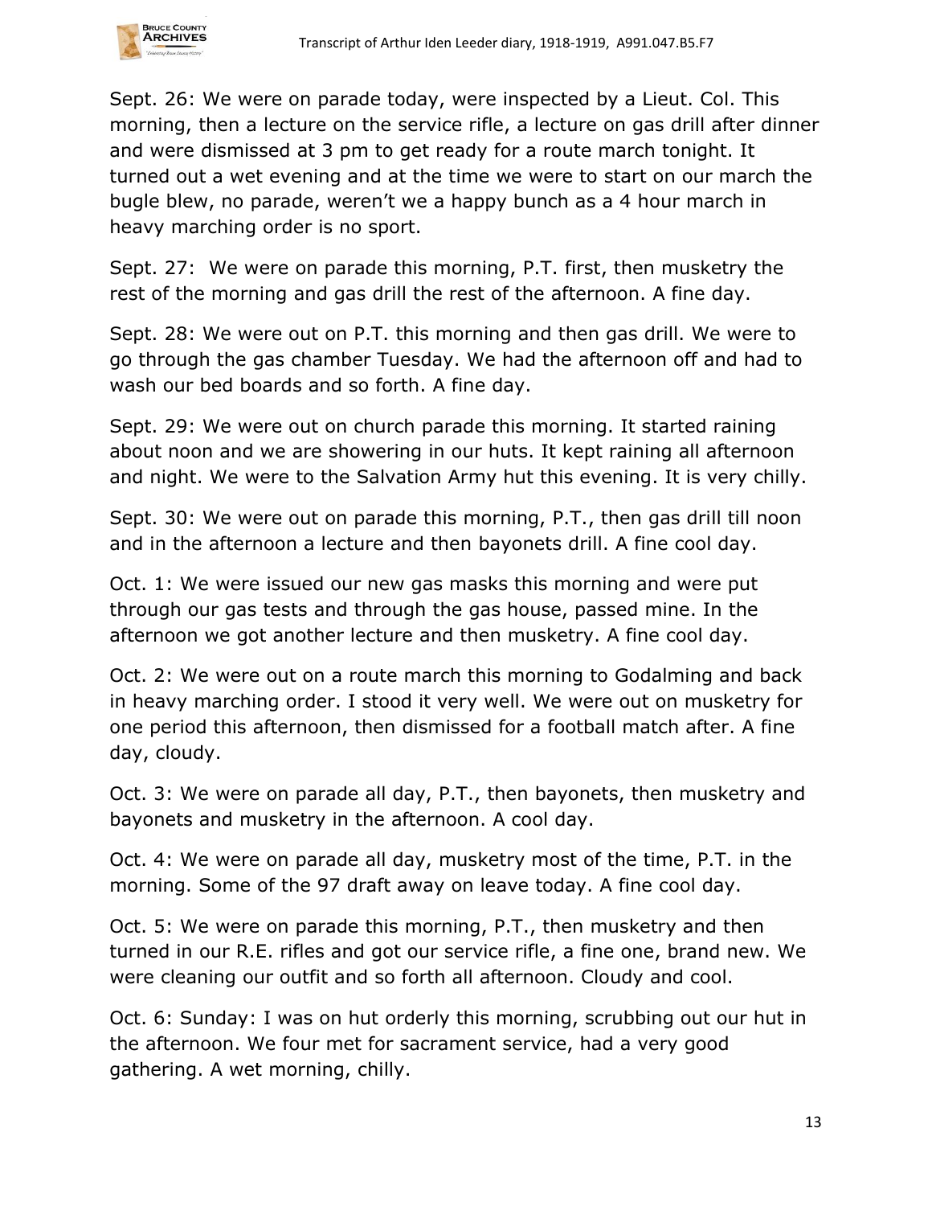Sept. 26: We were on parade today, were inspected by a Lieut. Col. This morning, then a lecture on the service rifle, a lecture on gas drill after dinner and were dismissed at 3 pm to get ready for a route march tonight. It turned out a wet evening and at the time we were to start on our march the bugle blew, no parade, weren't we a happy bunch as a 4 hour march in heavy marching order is no sport.

Sept. 27: We were on parade this morning, P.T. first, then musketry the rest of the morning and gas drill the rest of the afternoon. A fine day.

Sept. 28: We were out on P.T. this morning and then gas drill. We were to go through the gas chamber Tuesday. We had the afternoon off and had to wash our bed boards and so forth. A fine day.

Sept. 29: We were out on church parade this morning. It started raining about noon and we are showering in our huts. It kept raining all afternoon and night. We were to the Salvation Army hut this evening. It is very chilly.

Sept. 30: We were out on parade this morning, P.T., then gas drill till noon and in the afternoon a lecture and then bayonets drill. A fine cool day.

Oct. 1: We were issued our new gas masks this morning and were put through our gas tests and through the gas house, passed mine. In the afternoon we got another lecture and then musketry. A fine cool day.

Oct. 2: We were out on a route march this morning to Godalming and back in heavy marching order. I stood it very well. We were out on musketry for one period this afternoon, then dismissed for a football match after. A fine day, cloudy.

Oct. 3: We were on parade all day, P.T., then bayonets, then musketry and bayonets and musketry in the afternoon. A cool day.

Oct. 4: We were on parade all day, musketry most of the time, P.T. in the morning. Some of the 97 draft away on leave today. A fine cool day.

Oct. 5: We were on parade this morning, P.T., then musketry and then turned in our R.E. rifles and got our service rifle, a fine one, brand new. We were cleaning our outfit and so forth all afternoon. Cloudy and cool.

Oct. 6: Sunday: I was on hut orderly this morning, scrubbing out our hut in the afternoon. We four met for sacrament service, had a very good gathering. A wet morning, chilly.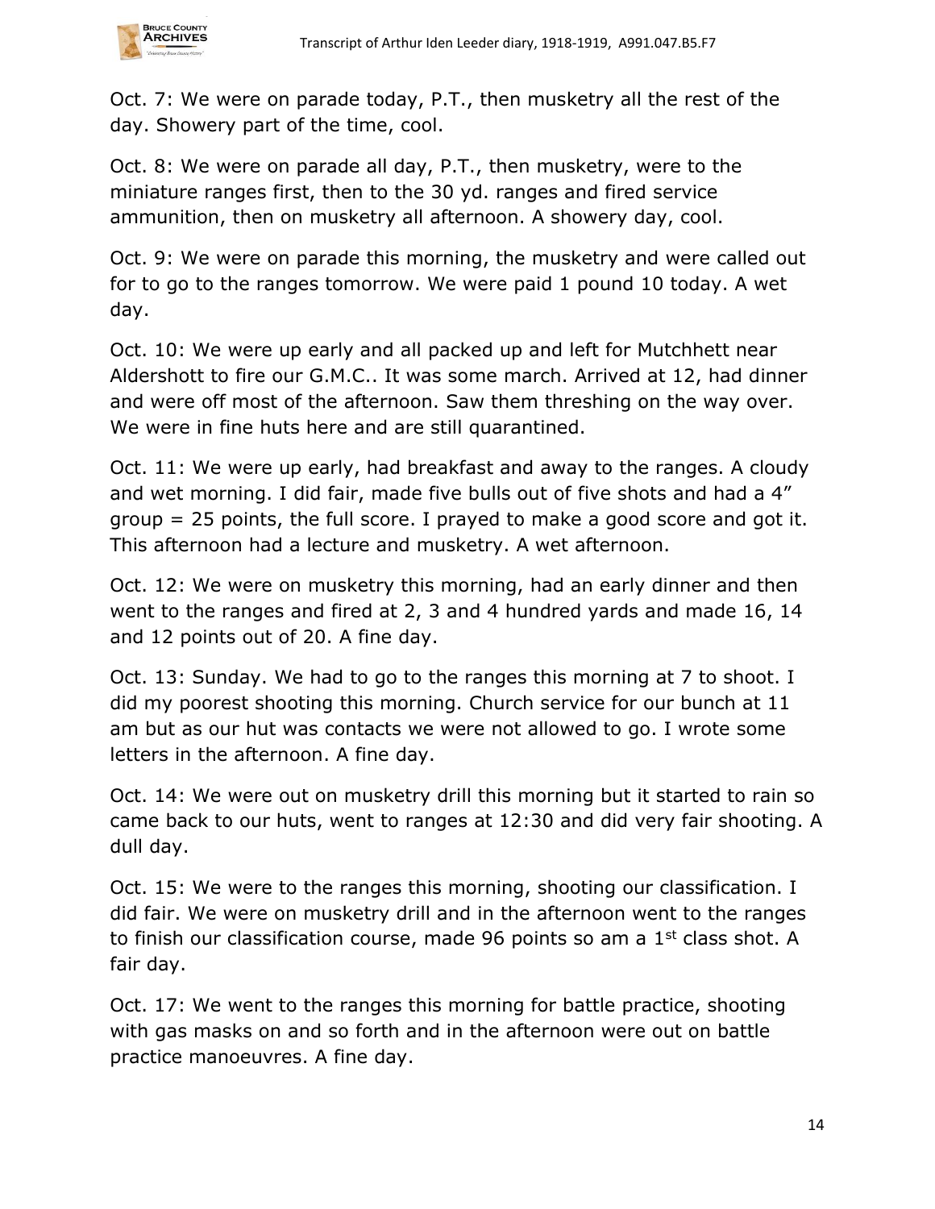Oct. 7: We were on parade today, P.T., then musketry all the rest of the day. Showery part of the time, cool.

Oct. 8: We were on parade all day, P.T., then musketry, were to the miniature ranges first, then to the 30 yd. ranges and fired service ammunition, then on musketry all afternoon. A showery day, cool.

Oct. 9: We were on parade this morning, the musketry and were called out for to go to the ranges tomorrow. We were paid 1 pound 10 today. A wet day.

Oct. 10: We were up early and all packed up and left for Mutchhett near Aldershott to fire our G.M.C.. It was some march. Arrived at 12, had dinner and were off most of the afternoon. Saw them threshing on the way over. We were in fine huts here and are still quarantined.

Oct. 11: We were up early, had breakfast and away to the ranges. A cloudy and wet morning. I did fair, made five bulls out of five shots and had a 4" group = 25 points, the full score. I prayed to make a good score and got it. This afternoon had a lecture and musketry. A wet afternoon.

Oct. 12: We were on musketry this morning, had an early dinner and then went to the ranges and fired at 2, 3 and 4 hundred yards and made 16, 14 and 12 points out of 20. A fine day.

Oct. 13: Sunday. We had to go to the ranges this morning at 7 to shoot. I did my poorest shooting this morning. Church service for our bunch at 11 am but as our hut was contacts we were not allowed to go. I wrote some letters in the afternoon. A fine day.

Oct. 14: We were out on musketry drill this morning but it started to rain so came back to our huts, went to ranges at 12:30 and did very fair shooting. A dull day.

Oct. 15: We were to the ranges this morning, shooting our classification. I did fair. We were on musketry drill and in the afternoon went to the ranges to finish our classification course, made 96 points so am a 1st class shot. A fair day.

Oct. 17: We went to the ranges this morning for battle practice, shooting with gas masks on and so forth and in the afternoon were out on battle practice manoeuvres. A fine day.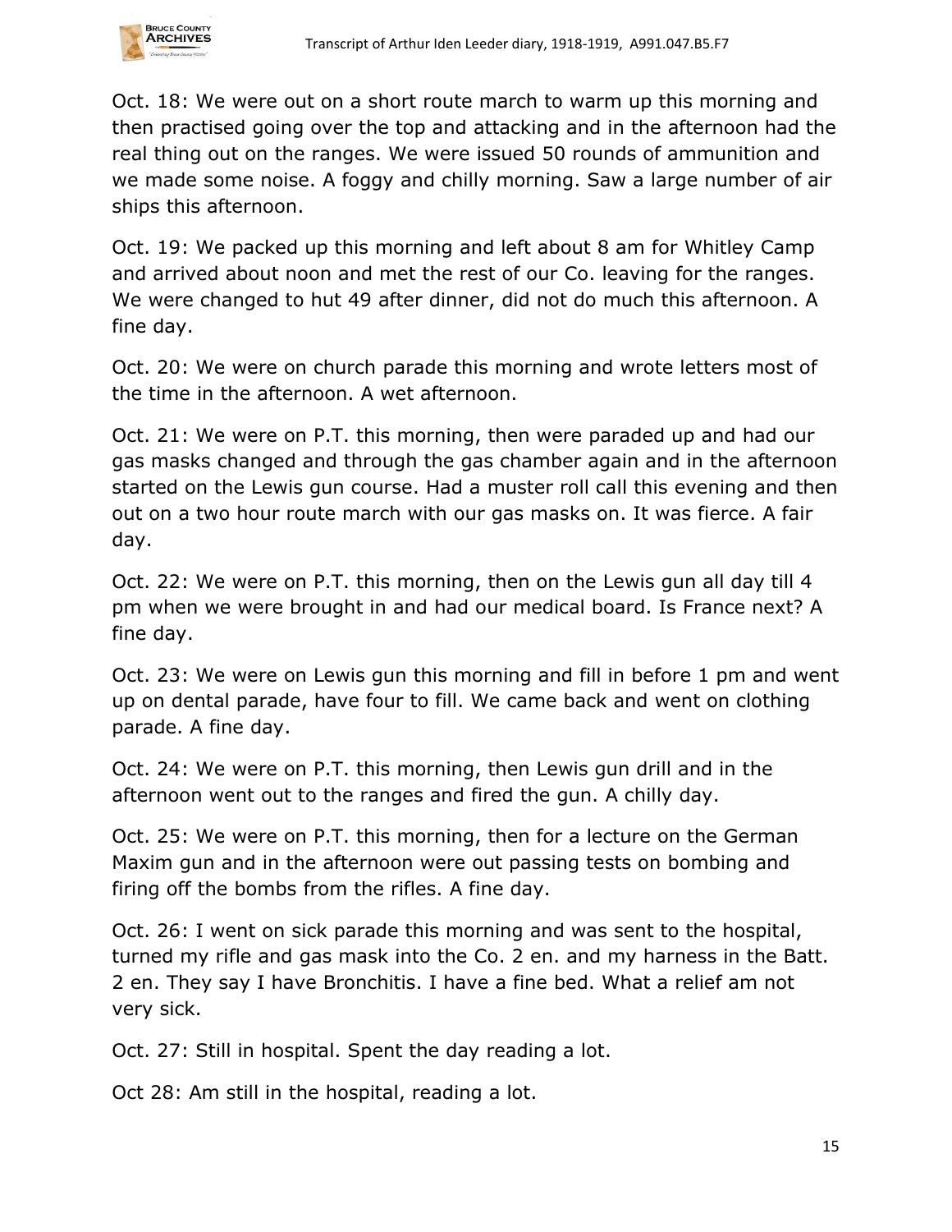Oct. 18: We were out on a short route march to warm up this morning and then practised going over the top and attacking and in the afternoon had the real thing out on the ranges. We were issued 50 rounds of ammunition and we made some noise. A foggy and chilly morning. Saw a large number of air ships this afternoon.

Oct. 19: We packed up this morning and left about 8 am for Whitley Camp and arrived about noon and met the rest of our Co. leaving for the ranges. We were changed to hut 49 after dinner, did not do much this afternoon. A fine day.

Oct. 20: We were on church parade this morning and wrote letters most of the time in the afternoon. A wet afternoon.

Oct. 21: We were on P.T. this morning, then were paraded up and had our gas masks changed and through the gas chamber again and in the afternoon started on the Lewis gun course. Had a muster roll call this evening and then out on a two hour route march with our gas masks on. It was fierce. A fair day.

Oct. 22: We were on P.T. this morning, then on the Lewis gun all day till 4 pm when we were brought in and had our medical board. Is France next? A fine day.

Oct. 23: We were on Lewis gun this morning and fill in before 1 pm and went up on dental parade, have four to fill. We came back and went on clothing parade. A fine day.

Oct. 24: We were on P.T. this morning, then Lewis gun drill and in the afternoon went out to the ranges and fired the gun. A chilly day.

Oct. 25: We were on P.T. this morning, then for a lecture on the German Maxim gun and in the afternoon were out passing tests on bombing and firing off the bombs from the rifles. A fine day.

Oct. 26: I went on sick parade this morning and was sent to the hospital, turned my rifle and gas mask into the Co. 2 en. and my harness in the Batt. 2 en. They say I have Bronchitis. I have a fine bed. What a relief am not very sick.

Oct. 27: Still in hospital. Spent the day reading a lot.

Oct 28: Am still in the hospital, reading a lot.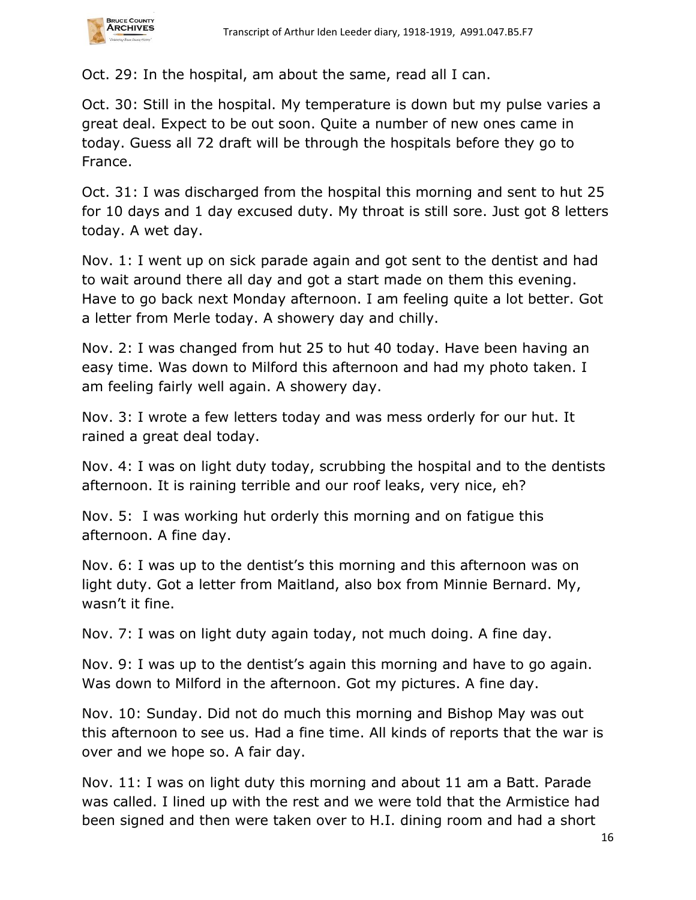Oct. 29: In the hospital, am about the same, read all I can.

Oct. 30: Still in the hospital. My temperature is down but my pulse varies a great deal. Expect to be out soon. Quite a number of new ones came in today. Guess all 72 draft will be through the hospitals before they go to France.

Oct. 31: I was discharged from the hospital this morning and sent to hut 25 for 10 days and 1 day excused duty. My throat is still sore. Just got 8 letters today. A wet day.

Nov. 1: I went up on sick parade again and got sent to the dentist and had to wait around there all day and got a start made on them this evening. Have to go back next Monday afternoon. I am feeling quite a lot better. Got a letter from Merle today. A showery day and chilly.

Nov. 2: I was changed from hut 25 to hut 40 today. Have been having an easy time. Was down to Milford this afternoon and had my photo taken. I am feeling fairly well again. A showery day.

Nov. 3: I wrote a few letters today and was mess orderly for our hut. It rained a great deal today.

Nov. 4: I was on light duty today, scrubbing the hospital and to the dentists afternoon. It is raining terrible and our roof leaks, very nice, eh?

Nov. 5: I was working hut orderly this morning and on fatigue this afternoon. A fine day.

Nov. 6: I was up to the dentist's this morning and this afternoon was on light duty. Got a letter from Maitland, also box from Minnie Bernard. My, wasn't it fine.

Nov. 7: I was on light duty again today, not much doing. A fine day.

Nov. 9: I was up to the dentist's again this morning and have to go again. Was down to Milford in the afternoon. Got my pictures. A fine day.

Nov. 10: Sunday. Did not do much this morning and Bishop May was out this afternoon to see us. Had a fine time. All kinds of reports that the war is over and we hope so. A fair day.

Nov. 11: I was on light duty this morning and about 11 am a Batt. Parade was called. I lined up with the rest and we were told that the Armistice had been signed and then were taken over to H.I. dining room and had a short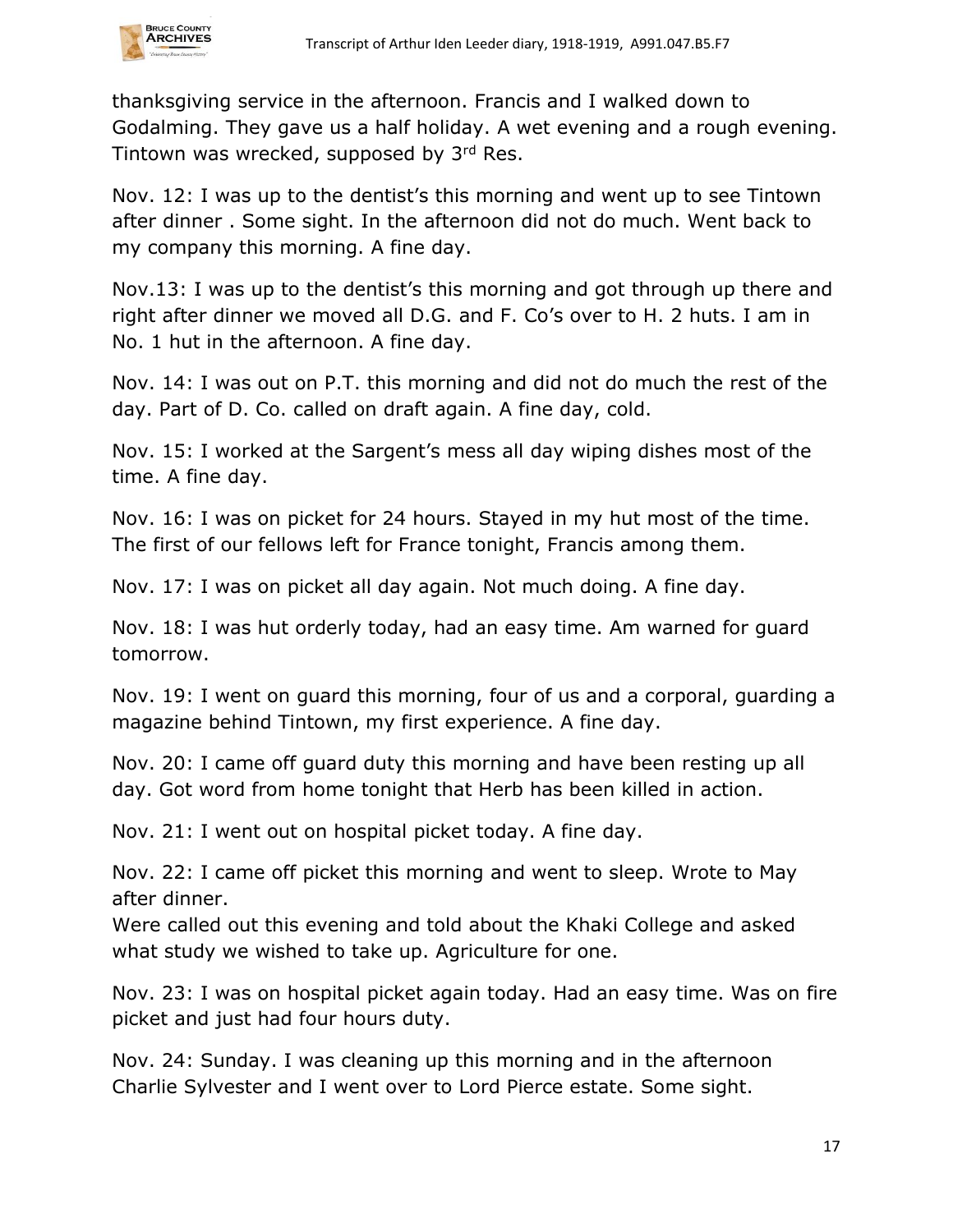thanksgiving service in the afternoon. Francis and I walked down to Godalming. They gave us a half holiday. A wet evening and a rough evening. Tintown was wrecked, supposed by 3rd Res.

Nov. 12: I was up to the dentist's this morning and went up to see Tintown after dinner . Some sight. In the afternoon did not do much. Went back to my company this morning. A fine day.

Nov.13: I was up to the dentist's this morning and got through up there and right after dinner we moved all D.G. and F. Co's over to H. 2 huts. I am in No. 1 hut in the afternoon. A fine day.

Nov. 14: I was out on P.T. this morning and did not do much the rest of the day. Part of D. Co. called on draft again. A fine day, cold.

Nov. 15: I worked at the Sargent's mess all day wiping dishes most of the time. A fine day.

Nov. 16: I was on picket for 24 hours. Stayed in my hut most of the time. The first of our fellows left for France tonight, Francis among them.

Nov. 17: I was on picket all day again. Not much doing. A fine day.

Nov. 18: I was hut orderly today, had an easy time. Am warned for guard tomorrow.

Nov. 19: I went on guard this morning, four of us and a corporal, guarding a magazine behind Tintown, my first experience. A fine day.

Nov. 20: I came off guard duty this morning and have been resting up all day. Got word from home tonight that Herb has been killed in action.

Nov. 21: I went out on hospital picket today. A fine day.

Nov. 22: I came off picket this morning and went to sleep. Wrote to May after dinner.
Were called out this evening and told about the Khaki College and asked what study we wished to take up. Agriculture for one.

Nov. 23: I was on hospital picket again today. Had an easy time. Was on fire picket and just had four hours duty.

Nov. 24: Sunday. I was cleaning up this morning and in the afternoon Charlie Sylvester and I went over to Lord Pierce estate. Some sight.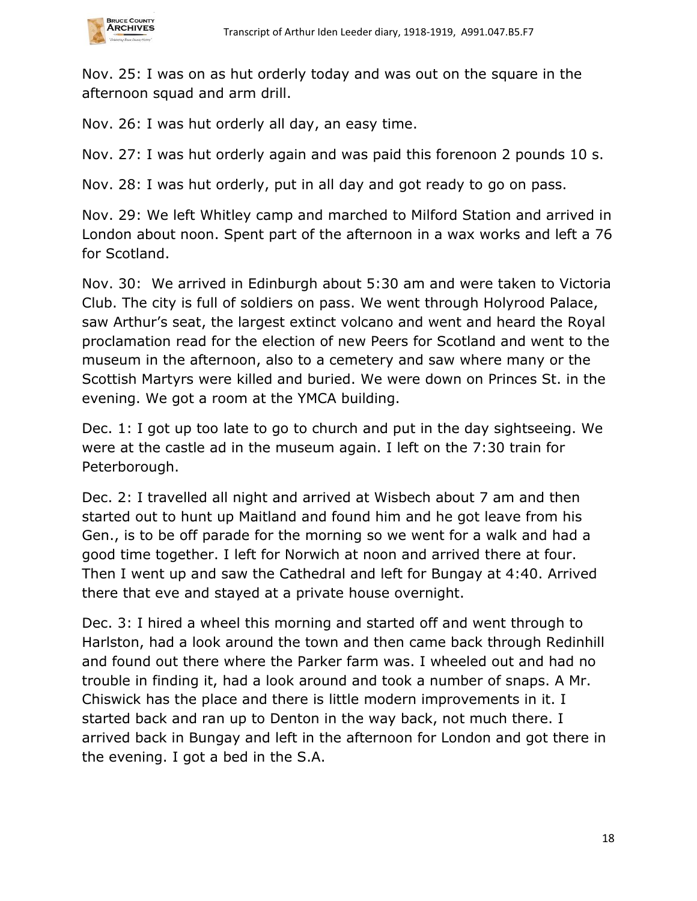Nov. 25: I was on as hut orderly today and was out on the square in the afternoon squad and arm drill.

Nov. 26: I was hut orderly all day, an easy time.

Nov. 27: I was hut orderly again and was paid this forenoon 2 pounds 10 s.

Nov. 28: I was hut orderly, put in all day and got ready to go on pass.

Nov. 29: We left Whitley camp and marched to Milford Station and arrived in London about noon. Spent part of the afternoon in a wax works and left a 76 for Scotland.

Nov. 30: We arrived in Edinburgh about 5:30 am and were taken to Victoria Club. The city is full of soldiers on pass. We went through Holyrood Palace, saw Arthur's seat, the largest extinct volcano and went and heard the Royal proclamation read for the election of new Peers for Scotland and went to the museum in the afternoon, also to a cemetery and saw where many or the Scottish Martyrs were killed and buried. We were down on Princes St. in the evening. We got a room at the YMCA building.

Dec. 1: I got up too late to go to church and put in the day sightseeing. We were at the castle ad in the museum again. I left on the 7:30 train for Peterborough.

Dec. 2: I travelled all night and arrived at Wisbech about 7 am and then started out to hunt up Maitland and found him and he got leave from his Gen., is to be off parade for the morning so we went for a walk and had a good time together. I left for Norwich at noon and arrived there at four. Then I went up and saw the Cathedral and left for Bungay at 4:40. Arrived there that eve and stayed at a private house overnight.

Dec. 3: I hired a wheel this morning and started off and went through to Harlston, had a look around the town and then came back through Redinhill and found out there where the Parker farm was. I wheeled out and had no trouble in finding it, had a look around and took a number of snaps. A Mr. Chiswick has the place and there is little modern improvements in it. I started back and ran up to Denton in the way back, not much there. I arrived back in Bungay and left in the afternoon for London and got there in the evening. I got a bed in the S.A.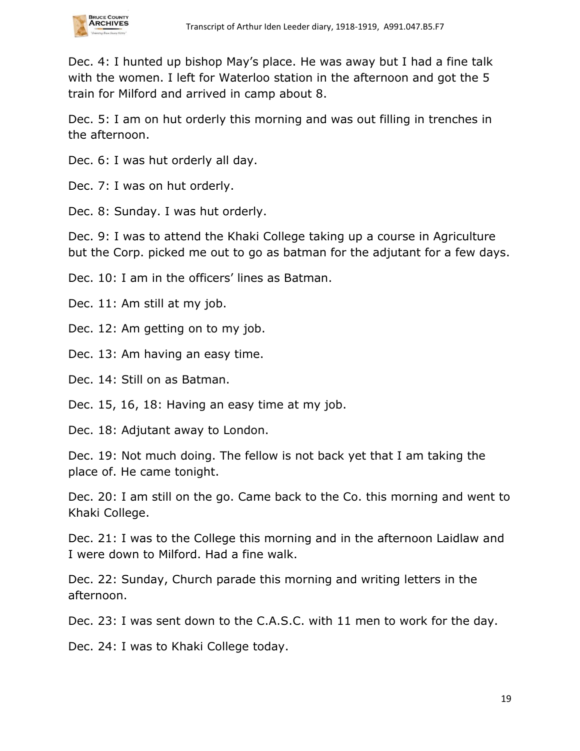Dec. 4: I hunted up bishop May's place. He was away but I had a fine talk with the women. I left for Waterloo station in the afternoon and got the 5 train for Milford and arrived in camp about 8.

Dec. 5: I am on hut orderly this morning and was out filling in trenches in the afternoon.

Dec. 6: I was hut orderly all day.

Dec. 7: I was on hut orderly.

Dec. 8: Sunday. I was hut orderly.

Dec. 9: I was to attend the Khaki College taking up a course in Agriculture but the Corp. picked me out to go as batman for the adjutant for a few days.

Dec. 10: I am in the officers' lines as Batman.

Dec. 11: Am still at my job.

Dec. 12: Am getting on to my job.

Dec. 13: Am having an easy time.

Dec. 14: Still on as Batman.

Dec. 15, 16, 18: Having an easy time at my job.

Dec. 18: Adjutant away to London.

Dec. 19: Not much doing. The fellow is not back yet that I am taking the place of. He came tonight.

Dec. 20: I am still on the go. Came back to the Co. this morning and went to Khaki College.

Dec. 21: I was to the College this morning and in the afternoon Laidlaw and I were down to Milford. Had a fine walk.

Dec. 22: Sunday, Church parade this morning and writing letters in the afternoon.

Dec. 23: I was sent down to the C.A.S.C. with 11 men to work for the day.

Dec. 24: I was to Khaki College today.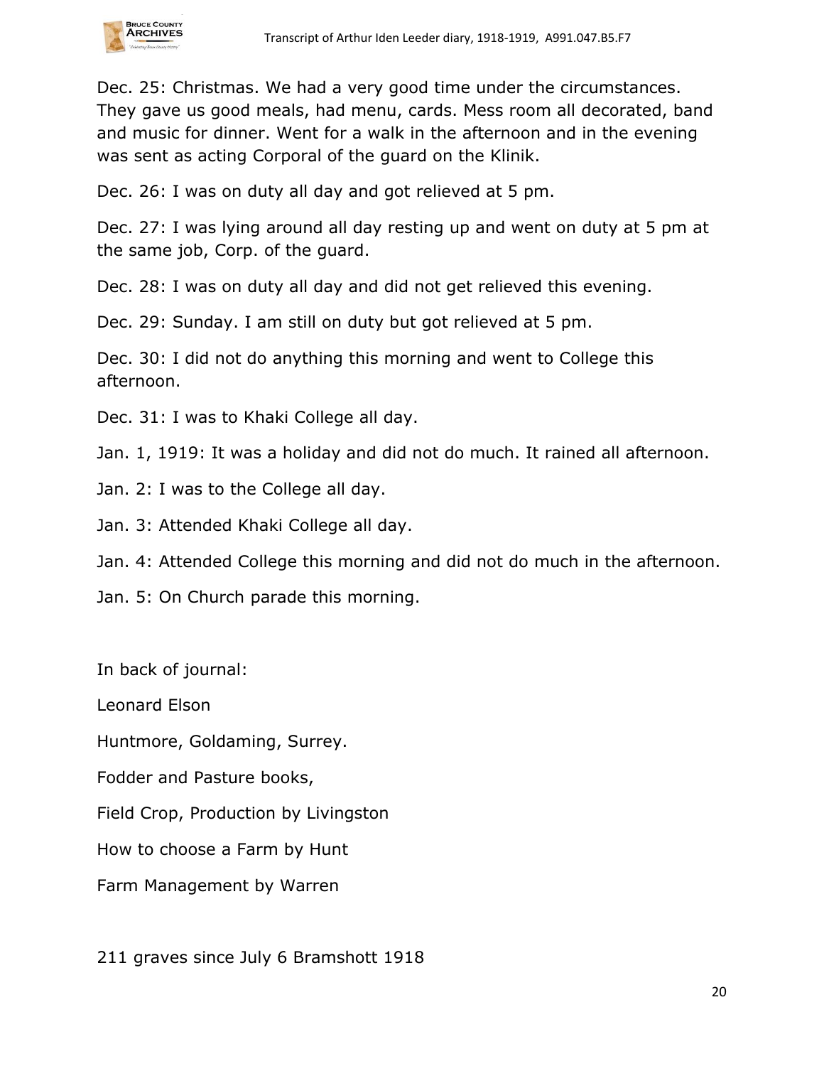Dec. 25: Christmas. We had a very good time under the circumstances. They gave us good meals, had menu, cards. Mess room all decorated, band and music for dinner. Went for a walk in the afternoon and in the evening was sent as acting Corporal of the guard on the Klinik.

Dec. 26: I was on duty all day and got relieved at 5 pm.

Dec. 27: I was lying around all day resting up and went on duty at 5 pm at the same job, Corp. of the guard.

Dec. 28: I was on duty all day and did not get relieved this evening.

Dec. 29: Sunday. I am still on duty but got relieved at 5 pm.

Dec. 30: I did not do anything this morning and went to College this afternoon.

Dec. 31: I was to Khaki College all day.

Jan. 1, 1919: It was a holiday and did not do much. It rained all afternoon.

Jan. 2: I was to the College all day.

Jan. 3: Attended Khaki College all day.

Jan. 4: Attended College this morning and did not do much in the afternoon.

Jan. 5: On Church parade this morning.

In back of journal:

Leonard Elson

Huntmore, Goldaming, Surrey.

Fodder and Pasture books,

Field Crop, Production by Livingston

How to choose a Farm by Hunt

Farm Management by Warren

211 graves since July 6 Bramshott 1918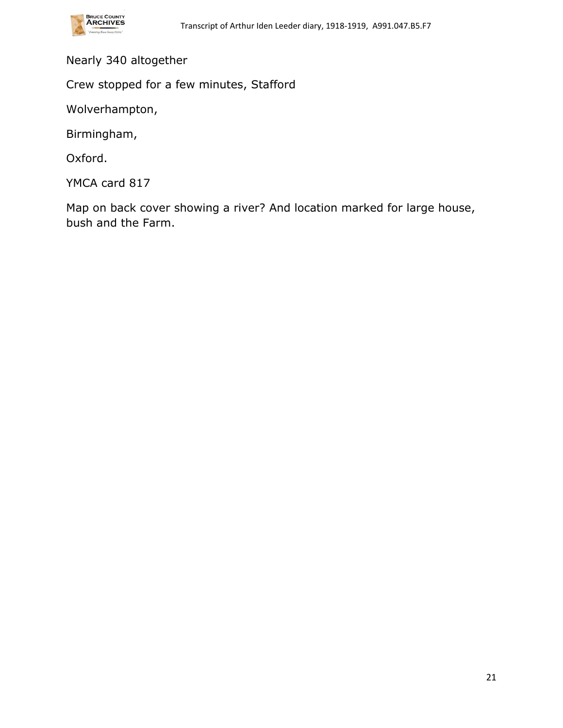Nearly 340 altogether

Crew stopped for a few minutes, Stafford

Wolverhampton,

Birmingham,

Oxford.

YMCA card 817

Map on back cover showing a river? And location marked for large house, bush and the Farm.